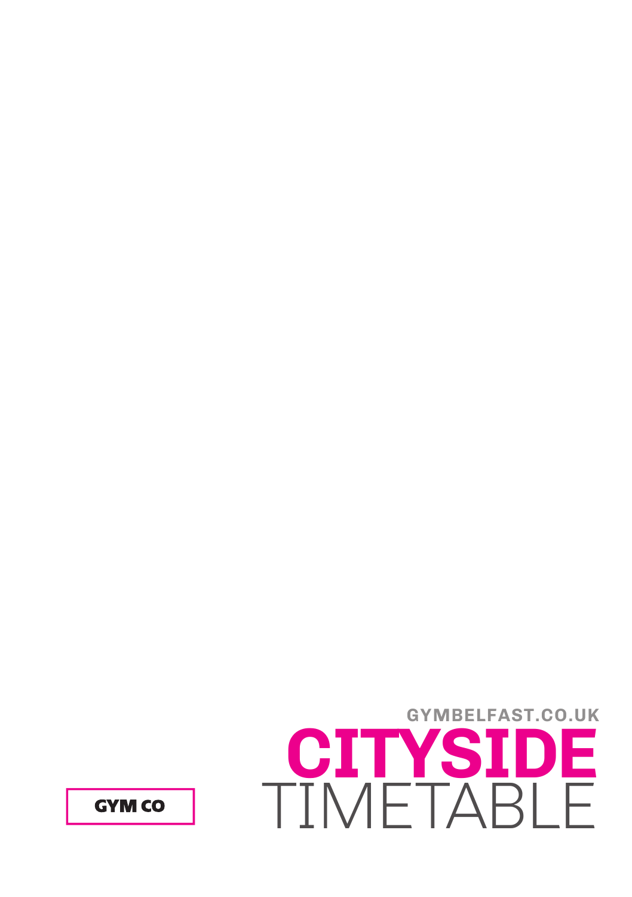GYMBELFAST.CO.UK

# CITYSIDE
# TIMETABLE

GYM CO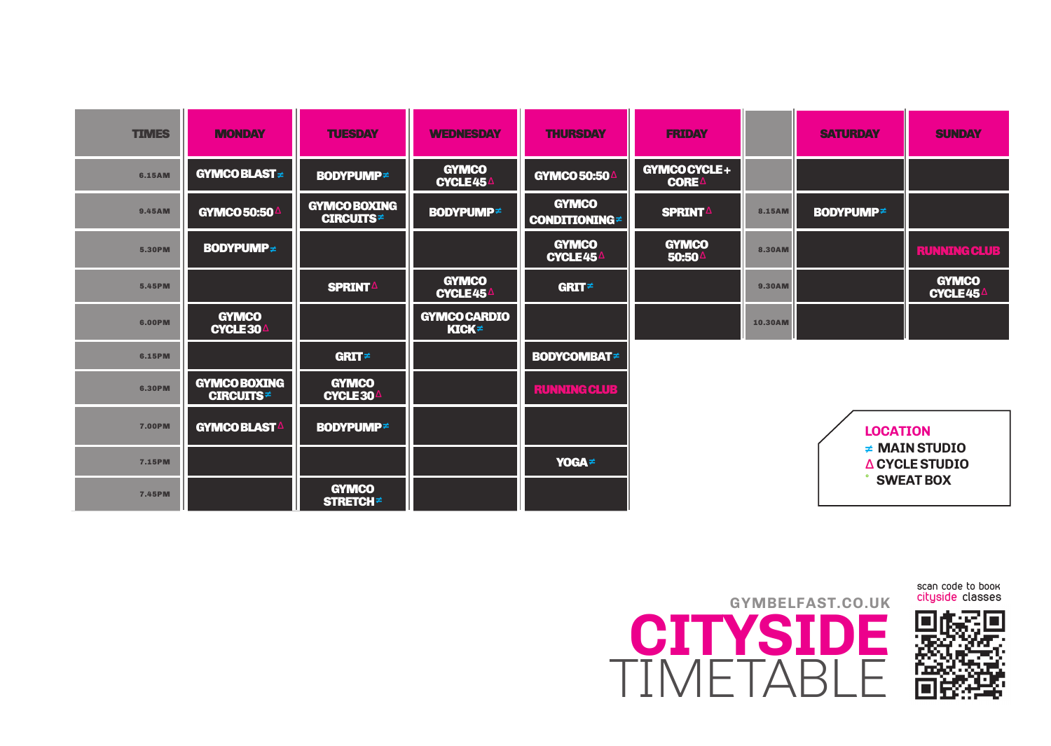| TIMES | MONDAY | TUESDAY | WEDNESDAY | THURSDAY | FRIDAY | | SATURDAY | SUNDAY |
|---|---|---|---|---|---|---|---|---|
| 6.15AM | GYMCO BLAST ≠ | BODYPUMP ≠ | GYMCO CYCLE 45 Δ | GYMCO 50:50 Δ | GYMCO CYCLE + CORE Δ | | | |
| 9.45AM | GYMCO 50:50 Δ | GYMCO BOXING CIRCUITS ≠ | BODYPUMP ≠ | GYMCO CONDITIONING ≠ | SPRINT Δ | 8.15AM | BODYPUMP ≠ | |
| 5.30PM | BODYPUMP ≠ | | | GYMCO CYCLE 45 Δ | GYMCO 50:50 Δ | 8.30AM | | RUNNING CLUB |
| 5.45PM | | SPRINT Δ | GYMCO CYCLE 45 Δ | GRIT ≠ | | 9.30AM | | GYMCO CYCLE 45 Δ |
| 6.00PM | GYMCO CYCLE 30 Δ | | GYMCO CARDIO KICK ≠ | | | 10.30AM | | |
| 6.15PM | | GRIT ≠ | | BODYCOMBAT ≠ | | | | |
| 6.30PM | GYMCO BOXING CIRCUITS ≠ | GYMCO CYCLE 30 Δ | | RUNNING CLUB | | | | |
| 7.00PM | GYMCO BLAST Δ | BODYPUMP ≠ | | | | | | |
| 7.15PM | | | | YOGA ≠ | | | | |
| 7.45PM | | GYMCO STRETCH ≠ | | | | | | |

**LOCATION**
- ≠ MAIN STUDIO
- Δ CYCLE STUDIO
- ° SWEAT BOX

GYMBELFAST.CO.UK

# CITYSIDE TIMETABLE

scan code to book cityside classes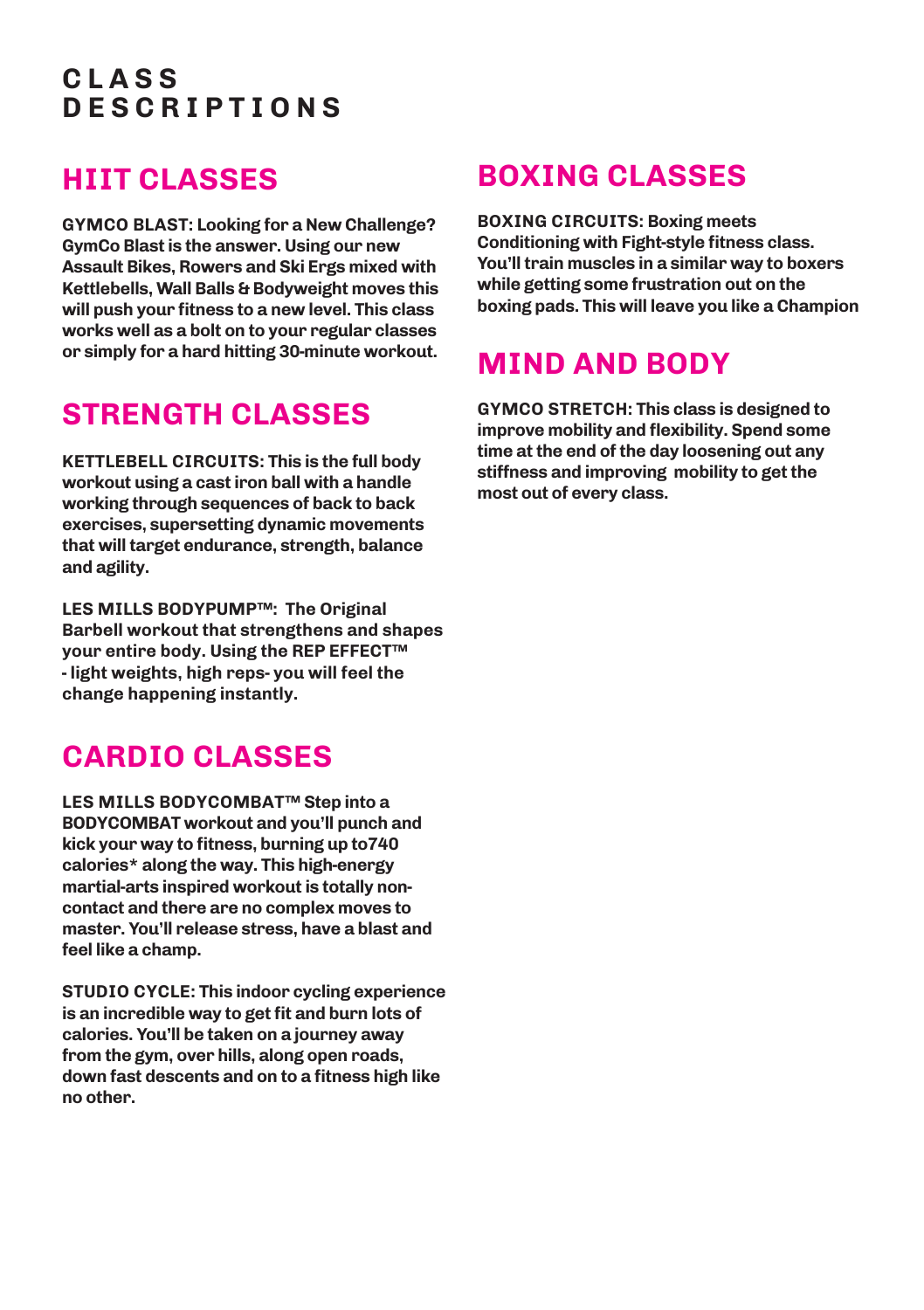# CLASS DESCRIPTIONS

## HIIT CLASSES

**GYMCO BLAST: Looking for a New Challenge? GymCo Blast is the answer. Using our new Assault Bikes, Rowers and Ski Ergs mixed with Kettlebells, Wall Balls & Bodyweight moves this will push your fitness to a new level. This class works well as a bolt on to your regular classes or simply for a hard hitting 30-minute workout.**

## STRENGTH CLASSES

**KETTLEBELL CIRCUITS: This is the full body workout using a cast iron ball with a handle working through sequences of back to back exercises, supersetting dynamic movements that will target endurance, strength, balance and agility.**

**LES MILLS BODYPUMP™: The Original Barbell workout that strengthens and shapes your entire body. Using the REP EFFECT™ - light weights, high reps- you will feel the change happening instantly.**

## CARDIO CLASSES

**LES MILLS BODYCOMBAT™ Step into a BODYCOMBAT workout and you'll punch and kick your way to fitness, burning up to740 calories* along the way. This high-energy martial-arts inspired workout is totally non-contact and there are no complex moves to master. You'll release stress, have a blast and feel like a champ.**

**STUDIO CYCLE: This indoor cycling experience is an incredible way to get fit and burn lots of calories. You'll be taken on a journey away from the gym, over hills, along open roads, down fast descents and on to a fitness high like no other.**

## BOXING CLASSES

**BOXING CIRCUITS: Boxing meets Conditioning with Fight-style fitness class. You'll train muscles in a similar way to boxers while getting some frustration out on the boxing pads. This will leave you like a Champion**

## MIND AND BODY

**GYMCO STRETCH: This class is designed to improve mobility and flexibility. Spend some time at the end of the day loosening out any stiffness and improving mobility to get the most out of every class.**